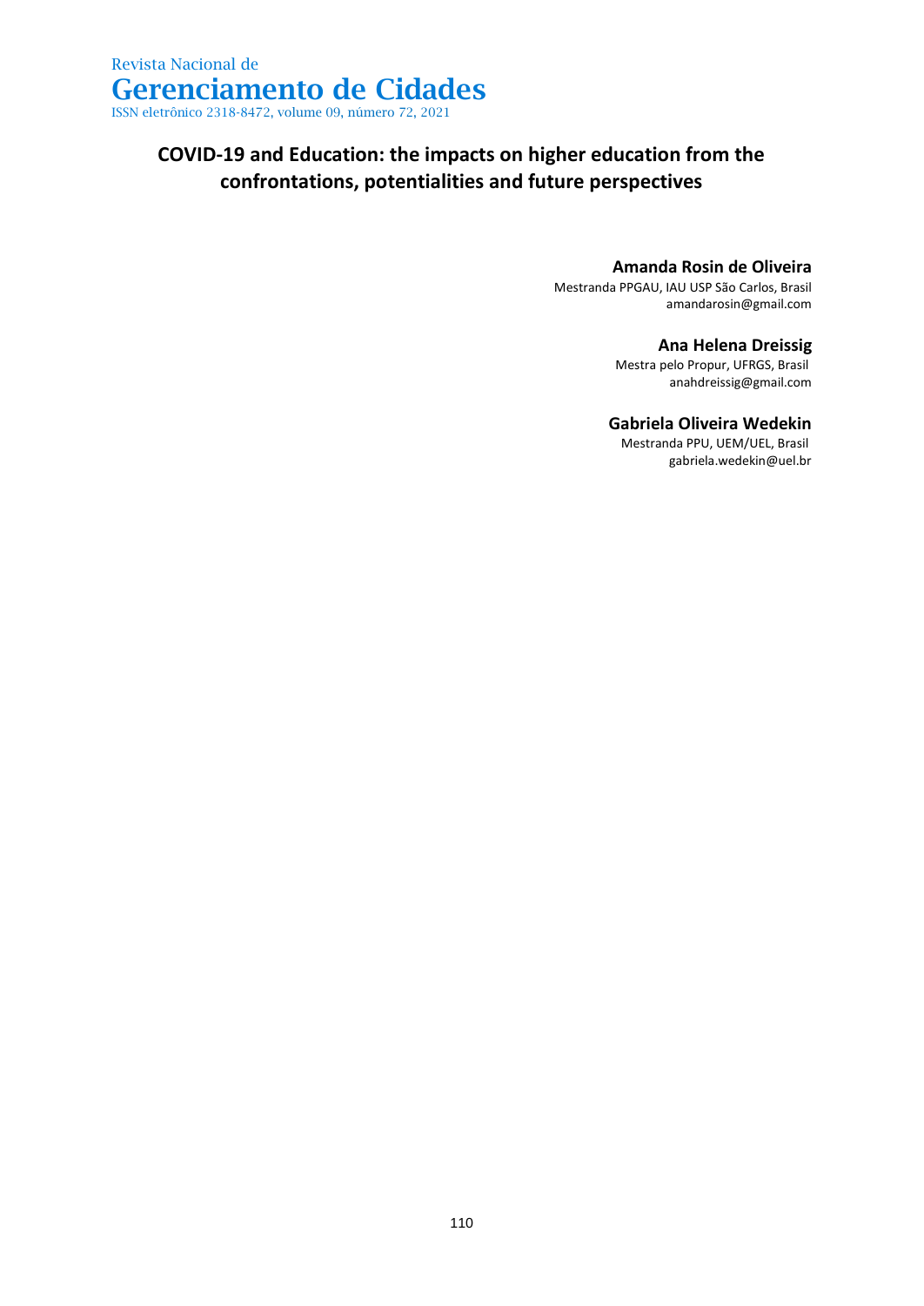# COVID-19 and Education: the impacts on higher education from the confrontations, potentialities and future perspectives

**Amanda Rosin de Oliveira**
Mestranda PPGAU, IAU USP São Carlos, Brasil
amandarosin@gmail.com

**Ana Helena Dreissig**
Mestra pelo Propur, UFRGS, Brasil
anahdreissig@gmail.com

**Gabriela Oliveira Wedekin**
Mestranda PPU, UEM/UEL, Brasil
gabriela.wedekin@uel.br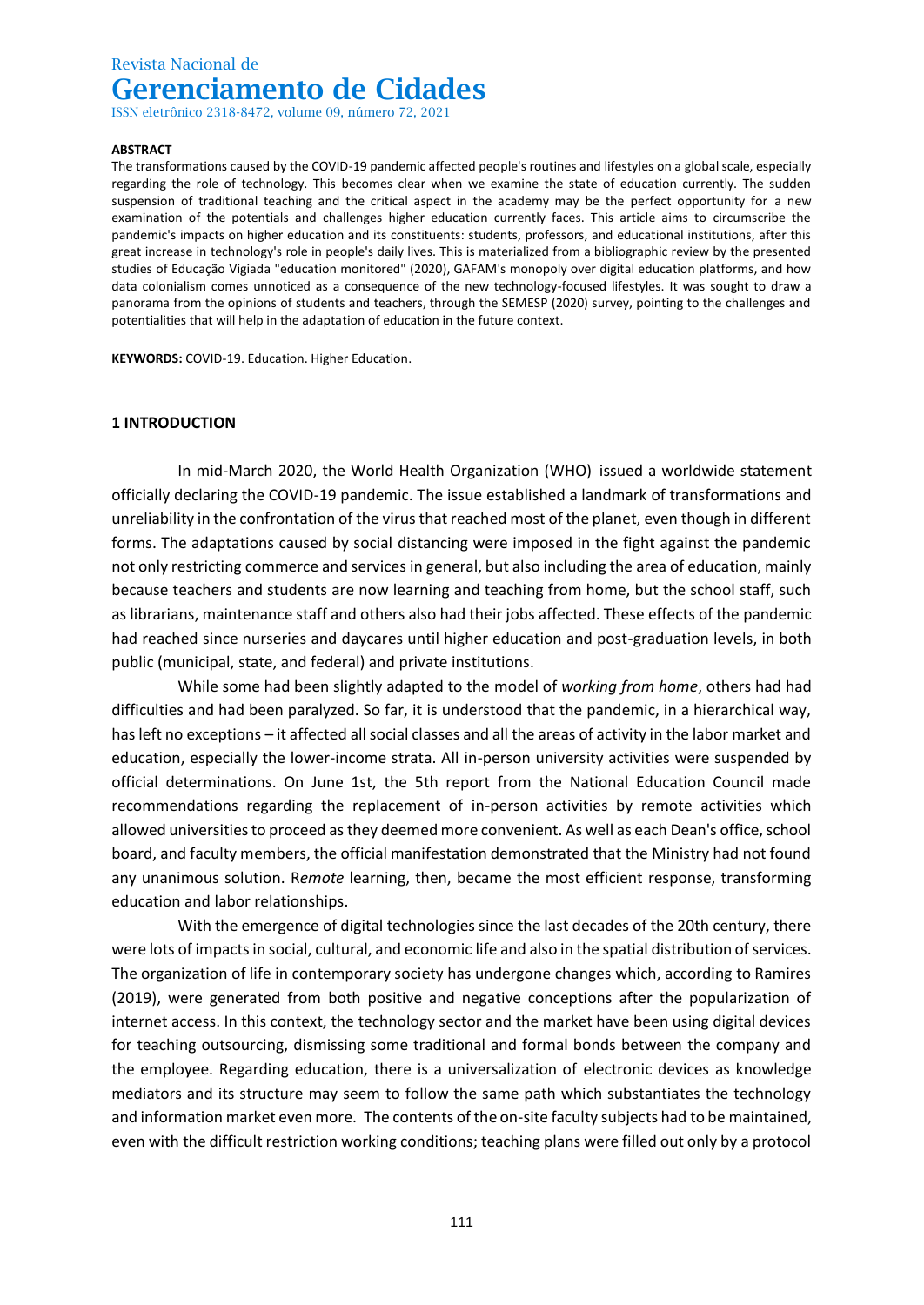**ABSTRACT**

The transformations caused by the COVID-19 pandemic affected people's routines and lifestyles on a global scale, especially regarding the role of technology. This becomes clear when we examine the state of education currently. The sudden suspension of traditional teaching and the critical aspect in the academy may be the perfect opportunity for a new examination of the potentials and challenges higher education currently faces. This article aims to circumscribe the pandemic's impacts on higher education and its constituents: students, professors, and educational institutions, after this great increase in technology's role in people's daily lives. This is materialized from a bibliographic review by the presented studies of Educação Vigiada "education monitored" (2020), GAFAM's monopoly over digital education platforms, and how data colonialism comes unnoticed as a consequence of the new technology-focused lifestyles. It was sought to draw a panorama from the opinions of students and teachers, through the SEMESP (2020) survey, pointing to the challenges and potentialities that will help in the adaptation of education in the future context.

**KEYWORDS:** COVID-19. Education. Higher Education.

## 1 INTRODUCTION

In mid-March 2020, the World Health Organization (WHO) issued a worldwide statement officially declaring the COVID-19 pandemic. The issue established a landmark of transformations and unreliability in the confrontation of the virus that reached most of the planet, even though in different forms. The adaptations caused by social distancing were imposed in the fight against the pandemic not only restricting commerce and services in general, but also including the area of education, mainly because teachers and students are now learning and teaching from home, but the school staff, such as librarians, maintenance staff and others also had their jobs affected. These effects of the pandemic had reached since nurseries and daycares until higher education and post-graduation levels, in both public (municipal, state, and federal) and private institutions.

While some had been slightly adapted to the model of *working from home*, others had had difficulties and had been paralyzed. So far, it is understood that the pandemic, in a hierarchical way, has left no exceptions – it affected all social classes and all the areas of activity in the labor market and education, especially the lower-income strata. All in-person university activities were suspended by official determinations. On June 1st, the 5th report from the National Education Council made recommendations regarding the replacement of in-person activities by remote activities which allowed universities to proceed as they deemed more convenient. As well as each Dean's office, school board, and faculty members, the official manifestation demonstrated that the Ministry had not found any unanimous solution. R*emote* learning, then, became the most efficient response, transforming education and labor relationships.

With the emergence of digital technologies since the last decades of the 20th century, there were lots of impacts in social, cultural, and economic life and also in the spatial distribution of services. The organization of life in contemporary society has undergone changes which, according to Ramires (2019), were generated from both positive and negative conceptions after the popularization of internet access. In this context, the technology sector and the market have been using digital devices for teaching outsourcing, dismissing some traditional and formal bonds between the company and the employee. Regarding education, there is a universalization of electronic devices as knowledge mediators and its structure may seem to follow the same path which substantiates the technology and information market even more. The contents of the on-site faculty subjects had to be maintained, even with the difficult restriction working conditions; teaching plans were filled out only by a protocol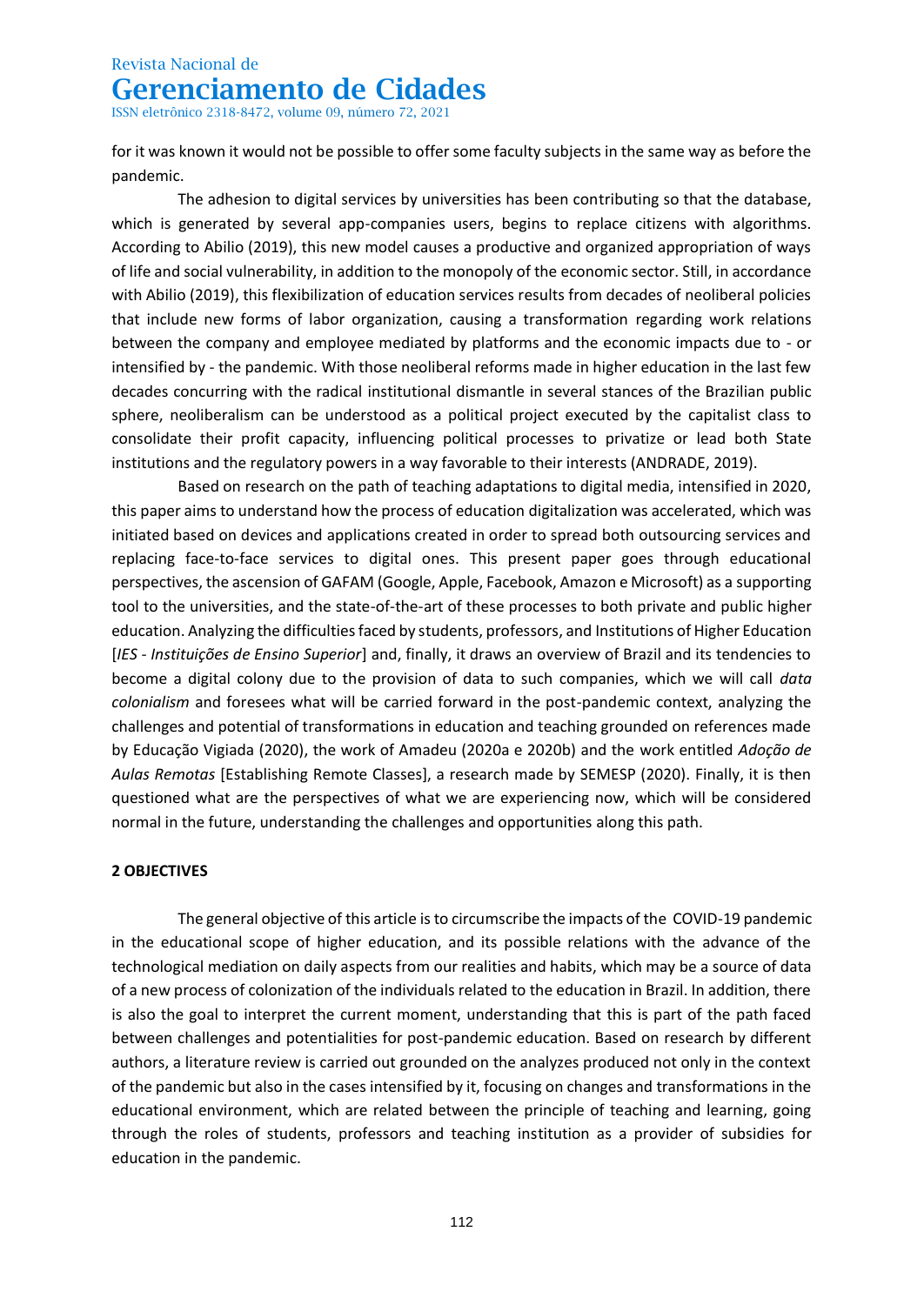for it was known it would not be possible to offer some faculty subjects in the same way as before the pandemic.

The adhesion to digital services by universities has been contributing so that the database, which is generated by several app-companies users, begins to replace citizens with algorithms. According to Abilio (2019), this new model causes a productive and organized appropriation of ways of life and social vulnerability, in addition to the monopoly of the economic sector. Still, in accordance with Abilio (2019), this flexibilization of education services results from decades of neoliberal policies that include new forms of labor organization, causing a transformation regarding work relations between the company and employee mediated by platforms and the economic impacts due to - or intensified by - the pandemic. With those neoliberal reforms made in higher education in the last few decades concurring with the radical institutional dismantle in several stances of the Brazilian public sphere, neoliberalism can be understood as a political project executed by the capitalist class to consolidate their profit capacity, influencing political processes to privatize or lead both State institutions and the regulatory powers in a way favorable to their interests (ANDRADE, 2019).

Based on research on the path of teaching adaptations to digital media, intensified in 2020, this paper aims to understand how the process of education digitalization was accelerated, which was initiated based on devices and applications created in order to spread both outsourcing services and replacing face-to-face services to digital ones. This present paper goes through educational perspectives, the ascension of GAFAM (Google, Apple, Facebook, Amazon e Microsoft) as a supporting tool to the universities, and the state-of-the-art of these processes to both private and public higher education. Analyzing the difficulties faced by students, professors, and Institutions of Higher Education [*IES - Instituições de Ensino Superior*] and, finally, it draws an overview of Brazil and its tendencies to become a digital colony due to the provision of data to such companies, which we will call *data colonialism* and foresees what will be carried forward in the post-pandemic context, analyzing the challenges and potential of transformations in education and teaching grounded on references made by Educação Vigiada (2020), the work of Amadeu (2020a e 2020b) and the work entitled *Adoção de Aulas Remotas* [Establishing Remote Classes], a research made by SEMESP (2020). Finally, it is then questioned what are the perspectives of what we are experiencing now, which will be considered normal in the future, understanding the challenges and opportunities along this path.

## 2 OBJECTIVES

The general objective of this article is to circumscribe the impacts of the COVID-19 pandemic in the educational scope of higher education, and its possible relations with the advance of the technological mediation on daily aspects from our realities and habits, which may be a source of data of a new process of colonization of the individuals related to the education in Brazil. In addition, there is also the goal to interpret the current moment, understanding that this is part of the path faced between challenges and potentialities for post-pandemic education. Based on research by different authors, a literature review is carried out grounded on the analyzes produced not only in the context of the pandemic but also in the cases intensified by it, focusing on changes and transformations in the educational environment, which are related between the principle of teaching and learning, going through the roles of students, professors and teaching institution as a provider of subsidies for education in the pandemic.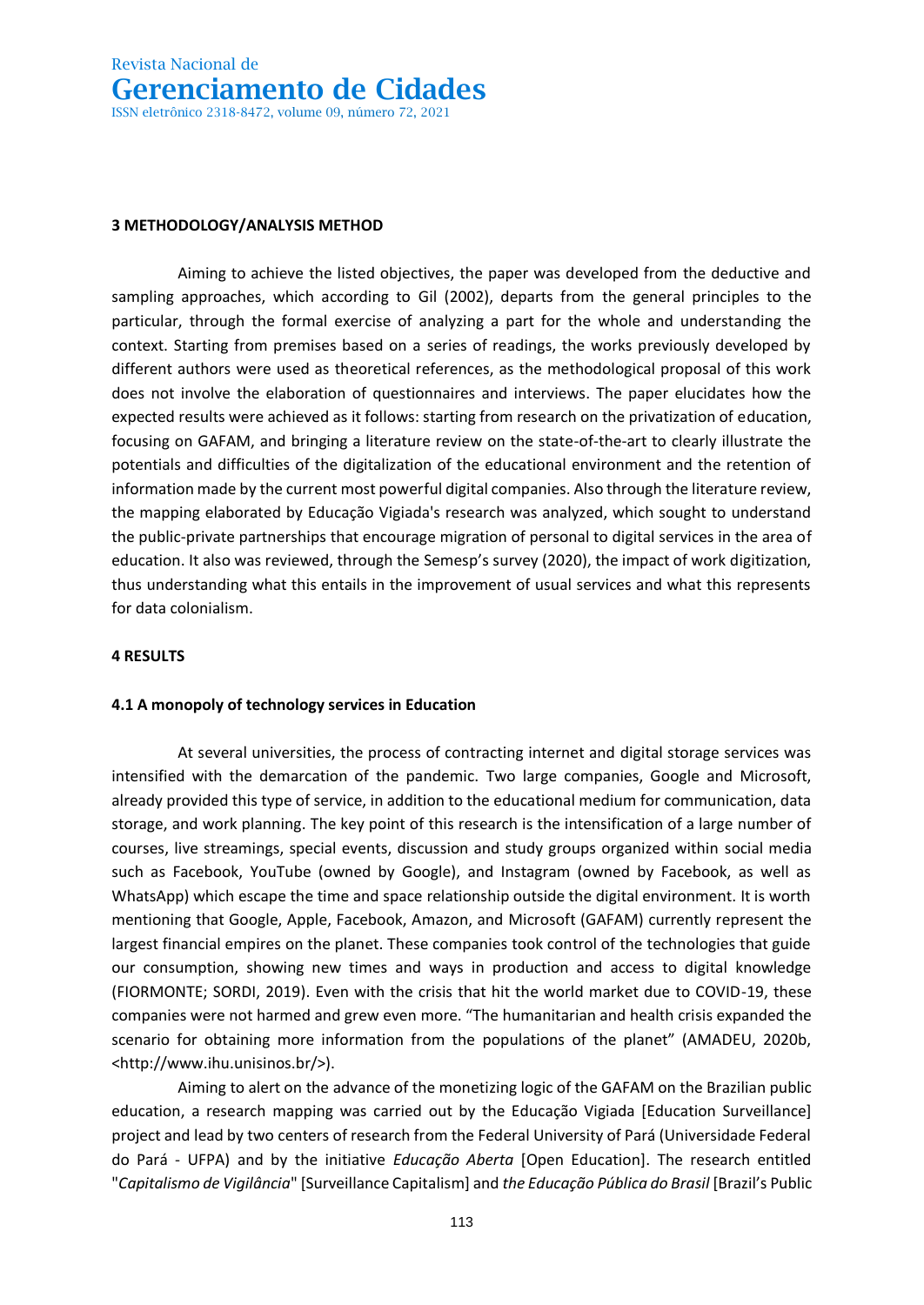## 3 METHODOLOGY/ANALYSIS METHOD

Aiming to achieve the listed objectives, the paper was developed from the deductive and sampling approaches, which according to Gil (2002), departs from the general principles to the particular, through the formal exercise of analyzing a part for the whole and understanding the context. Starting from premises based on a series of readings, the works previously developed by different authors were used as theoretical references, as the methodological proposal of this work does not involve the elaboration of questionnaires and interviews. The paper elucidates how the expected results were achieved as it follows: starting from research on the privatization of education, focusing on GAFAM, and bringing a literature review on the state-of-the-art to clearly illustrate the potentials and difficulties of the digitalization of the educational environment and the retention of information made by the current most powerful digital companies. Also through the literature review, the mapping elaborated by Educação Vigiada's research was analyzed, which sought to understand the public-private partnerships that encourage migration of personal to digital services in the area of education. It also was reviewed, through the Semesp's survey (2020), the impact of work digitization, thus understanding what this entails in the improvement of usual services and what this represents for data colonialism.

## 4 RESULTS

### 4.1 A monopoly of technology services in Education

At several universities, the process of contracting internet and digital storage services was intensified with the demarcation of the pandemic. Two large companies, Google and Microsoft, already provided this type of service, in addition to the educational medium for communication, data storage, and work planning. The key point of this research is the intensification of a large number of courses, live streamings, special events, discussion and study groups organized within social media such as Facebook, YouTube (owned by Google), and Instagram (owned by Facebook, as well as WhatsApp) which escape the time and space relationship outside the digital environment. It is worth mentioning that Google, Apple, Facebook, Amazon, and Microsoft (GAFAM) currently represent the largest financial empires on the planet. These companies took control of the technologies that guide our consumption, showing new times and ways in production and access to digital knowledge (FIORMONTE; SORDI, 2019). Even with the crisis that hit the world market due to COVID-19, these companies were not harmed and grew even more. "The humanitarian and health crisis expanded the scenario for obtaining more information from the populations of the planet" (AMADEU, 2020b, <http://www.ihu.unisinos.br/>).

Aiming to alert on the advance of the monetizing logic of the GAFAM on the Brazilian public education, a research mapping was carried out by the Educação Vigiada [Education Surveillance] project and lead by two centers of research from the Federal University of Pará (Universidade Federal do Pará - UFPA) and by the initiative *Educação Aberta* [Open Education]. The research entitled "*Capitalismo de Vigilância*" [Surveillance Capitalism] and *the Educação Pública do Brasil* [Brazil's Public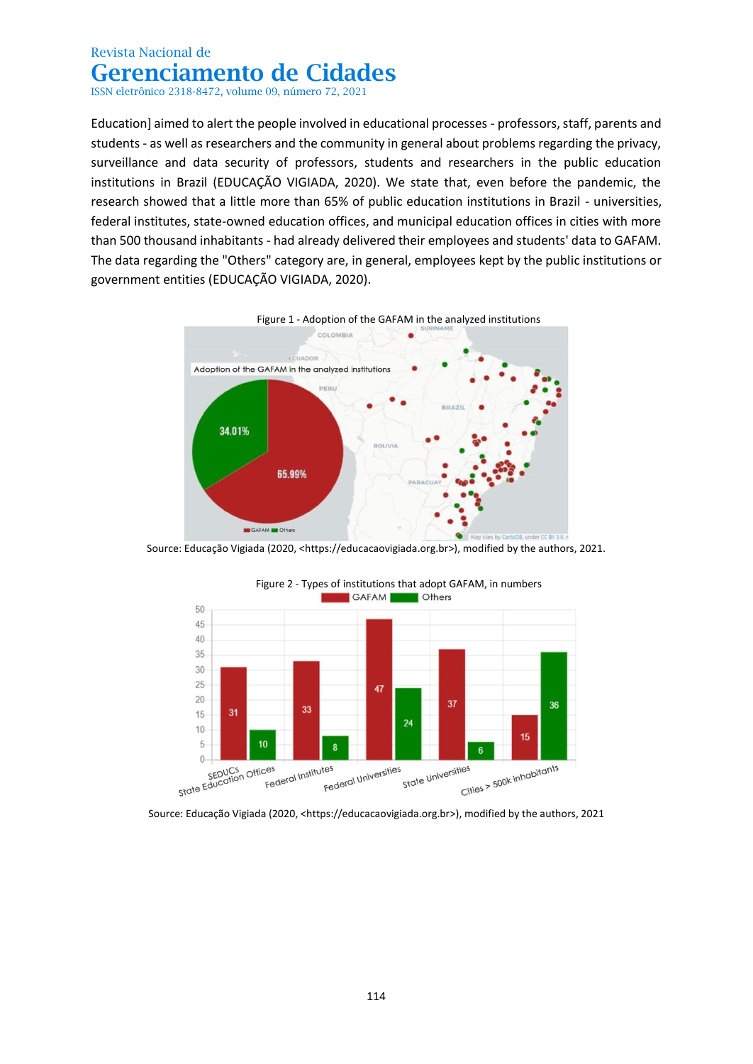Education] aimed to alert the people involved in educational processes - professors, staff, parents and students - as well as researchers and the community in general about problems regarding the privacy, surveillance and data security of professors, students and researchers in the public education institutions in Brazil (EDUCAÇÃO VIGIADA, 2020). We state that, even before the pandemic, the research showed that a little more than 65% of public education institutions in Brazil - universities, federal institutes, state-owned education offices, and municipal education offices in cities with more than 500 thousand inhabitants - had already delivered their employees and students' data to GAFAM. The data regarding the "Others" category are, in general, employees kept by the public institutions or government entities (EDUCAÇÃO VIGIADA, 2020).

Figure 1 - Adoption of the GAFAM in the analyzed institutions

Source: Educação Vigiada (2020, <https://educacaovigiada.org.br>), modified by the authors, 2021.

Figure 2 - Types of institutions that adopt GAFAM, in numbers

| | GAFAM | Others |
|---|---|---|
| SEDUCs State Education Offices | 31 | 10 |
| Federal Institutes | 33 | 8 |
| Federal Universities | 47 | 24 |
| State Universities | 37 | 6 |
| Cities > 500k inhabitants | 15 | 36 |

Source: Educação Vigiada (2020, <https://educacaovigiada.org.br>), modified by the authors, 2021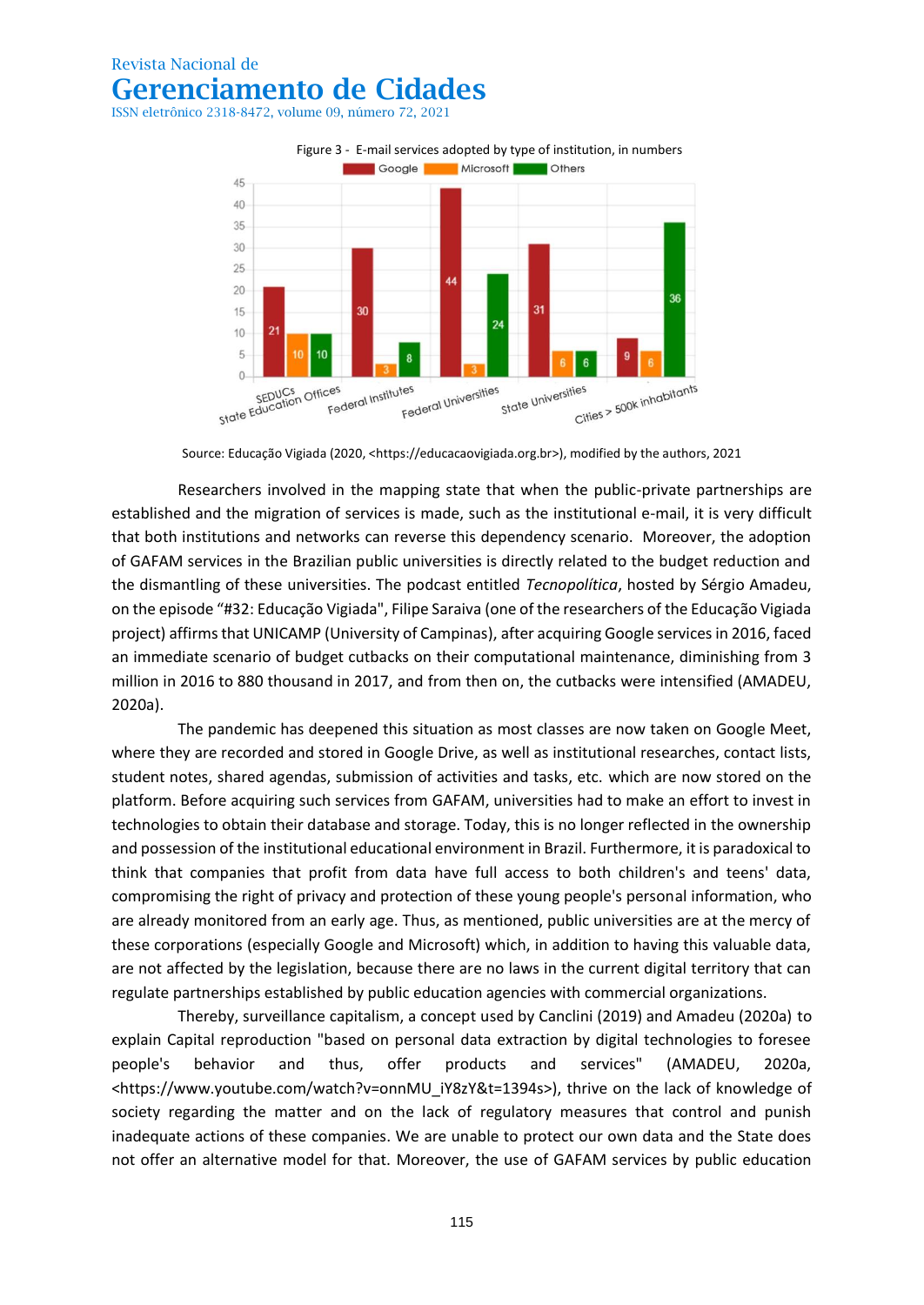Figure 3 - E-mail services adopted by type of institution, in numbers

| | Google | Microsoft | Others |
|---|---|---|---|
| SEDUCs State Education Offices | 21 | 10 | 10 |
| Federal Institutes | 30 | 3 | 8 |
| Federal Universities | 44 | 3 | 24 |
| State Universities | 31 | 6 | 6 |
| Cities > 500k inhabitants | 9 | 6 | 36 |

Source: Educação Vigiada (2020, <https://educacaovigiada.org.br>), modified by the authors, 2021

Researchers involved in the mapping state that when the public-private partnerships are established and the migration of services is made, such as the institutional e-mail, it is very difficult that both institutions and networks can reverse this dependency scenario. Moreover, the adoption of GAFAM services in the Brazilian public universities is directly related to the budget reduction and the dismantling of these universities. The podcast entitled *Tecnopolítica*, hosted by Sérgio Amadeu, on the episode "#32: Educação Vigiada", Filipe Saraiva (one of the researchers of the Educação Vigiada project) affirms that UNICAMP (University of Campinas), after acquiring Google services in 2016, faced an immediate scenario of budget cutbacks on their computational maintenance, diminishing from 3 million in 2016 to 880 thousand in 2017, and from then on, the cutbacks were intensified (AMADEU, 2020a).

The pandemic has deepened this situation as most classes are now taken on Google Meet, where they are recorded and stored in Google Drive, as well as institutional researches, contact lists, student notes, shared agendas, submission of activities and tasks, etc. which are now stored on the platform. Before acquiring such services from GAFAM, universities had to make an effort to invest in technologies to obtain their database and storage. Today, this is no longer reflected in the ownership and possession of the institutional educational environment in Brazil. Furthermore, it is paradoxical to think that companies that profit from data have full access to both children's and teens' data, compromising the right of privacy and protection of these young people's personal information, who are already monitored from an early age. Thus, as mentioned, public universities are at the mercy of these corporations (especially Google and Microsoft) which, in addition to having this valuable data, are not affected by the legislation, because there are no laws in the current digital territory that can regulate partnerships established by public education agencies with commercial organizations.

Thereby, surveillance capitalism, a concept used by Canclini (2019) and Amadeu (2020a) to explain Capital reproduction "based on personal data extraction by digital technologies to foresee people's behavior and thus, offer products and services" (AMADEU, 2020a, <https://www.youtube.com/watch?v=onnMU_iY8zY&t=1394s>), thrive on the lack of knowledge of society regarding the matter and on the lack of regulatory measures that control and punish inadequate actions of these companies. We are unable to protect our own data and the State does not offer an alternative model for that. Moreover, the use of GAFAM services by public education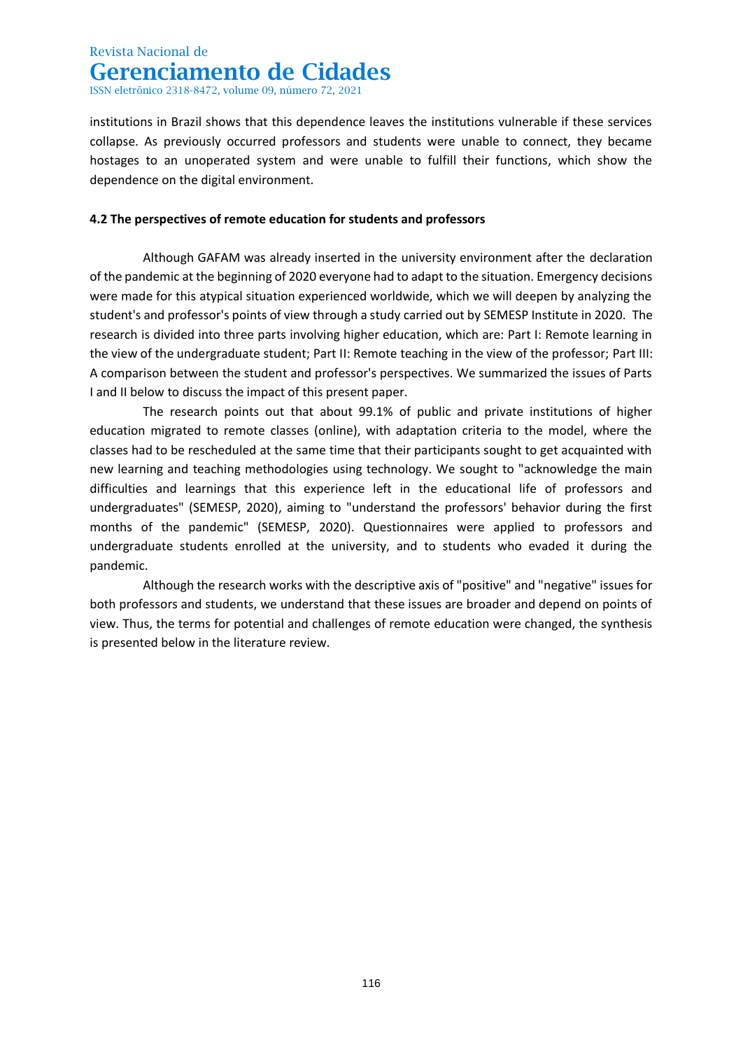institutions in Brazil shows that this dependence leaves the institutions vulnerable if these services collapse. As previously occurred professors and students were unable to connect, they became hostages to an unoperated system and were unable to fulfill their functions, which show the dependence on the digital environment.

### 4.2 The perspectives of remote education for students and professors

Although GAFAM was already inserted in the university environment after the declaration of the pandemic at the beginning of 2020 everyone had to adapt to the situation. Emergency decisions were made for this atypical situation experienced worldwide, which we will deepen by analyzing the student's and professor's points of view through a study carried out by SEMESP Institute in 2020. The research is divided into three parts involving higher education, which are: Part I: Remote learning in the view of the undergraduate student; Part II: Remote teaching in the view of the professor; Part III: A comparison between the student and professor's perspectives. We summarized the issues of Parts I and II below to discuss the impact of this present paper.

The research points out that about 99.1% of public and private institutions of higher education migrated to remote classes (online), with adaptation criteria to the model, where the classes had to be rescheduled at the same time that their participants sought to get acquainted with new learning and teaching methodologies using technology. We sought to "acknowledge the main difficulties and learnings that this experience left in the educational life of professors and undergraduates" (SEMESP, 2020), aiming to "understand the professors' behavior during the first months of the pandemic" (SEMESP, 2020). Questionnaires were applied to professors and undergraduate students enrolled at the university, and to students who evaded it during the pandemic.

Although the research works with the descriptive axis of "positive" and "negative" issues for both professors and students, we understand that these issues are broader and depend on points of view. Thus, the terms for potential and challenges of remote education were changed, the synthesis is presented below in the literature review.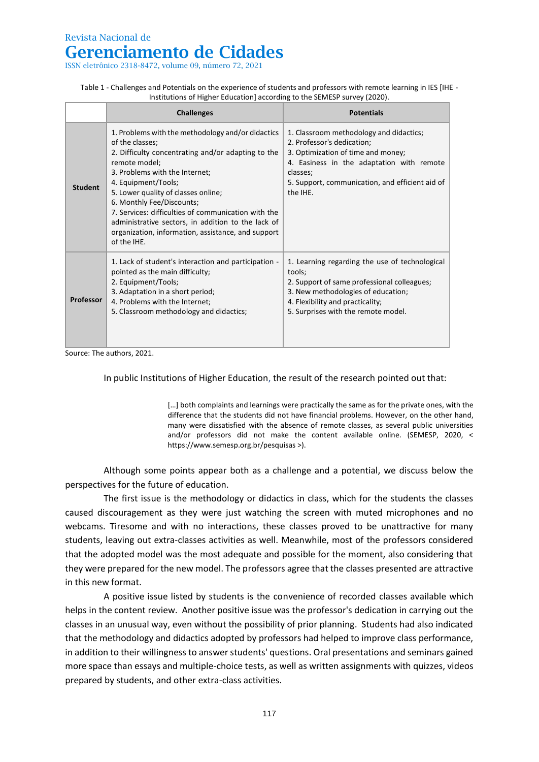Table 1 - Challenges and Potentials on the experience of students and professors with remote learning in IES [IHE - Institutions of Higher Education] according to the SEMESP survey (2020).

| | Challenges | Potentials |
|---|---|---|
| **Student** | 1. Problems with the methodology and/or didactics of the classes;<br>2. Difficulty concentrating and/or adapting to the remote model;<br>3. Problems with the Internet;<br>4. Equipment/Tools;<br>5. Lower quality of classes online;<br>6. Monthly Fee/Discounts;<br>7. Services: difficulties of communication with the administrative sectors, in addition to the lack of organization, information, assistance, and support of the IHE. | 1. Classroom methodology and didactics;<br>2. Professor's dedication;<br>3. Optimization of time and money;<br>4. Easiness in the adaptation with remote classes;<br>5. Support, communication, and efficient aid of the IHE. |
| **Professor** | 1. Lack of student's interaction and participation - pointed as the main difficulty;<br>2. Equipment/Tools;<br>3. Adaptation in a short period;<br>4. Problems with the Internet;<br>5. Classroom methodology and didactics; | 1. Learning regarding the use of technological tools;<br>2. Support of same professional colleagues;<br>3. New methodologies of education;<br>4. Flexibility and practicality;<br>5. Surprises with the remote model. |

Source: The authors, 2021.

In public Institutions of Higher Education, the result of the research pointed out that:

> […] both complaints and learnings were practically the same as for the private ones, with the difference that the students did not have financial problems. However, on the other hand, many were dissatisfied with the absence of remote classes, as several public universities and/or professors did not make the content available online. (SEMESP, 2020, < https://www.semesp.org.br/pesquisas >).

Although some points appear both as a challenge and a potential, we discuss below the perspectives for the future of education.

The first issue is the methodology or didactics in class, which for the students the classes caused discouragement as they were just watching the screen with muted microphones and no webcams. Tiresome and with no interactions, these classes proved to be unattractive for many students, leaving out extra-classes activities as well. Meanwhile, most of the professors considered that the adopted model was the most adequate and possible for the moment, also considering that they were prepared for the new model. The professors agree that the classes presented are attractive in this new format.

A positive issue listed by students is the convenience of recorded classes available which helps in the content review. Another positive issue was the professor's dedication in carrying out the classes in an unusual way, even without the possibility of prior planning. Students had also indicated that the methodology and didactics adopted by professors had helped to improve class performance, in addition to their willingness to answer students' questions. Oral presentations and seminars gained more space than essays and multiple-choice tests, as well as written assignments with quizzes, videos prepared by students, and other extra-class activities.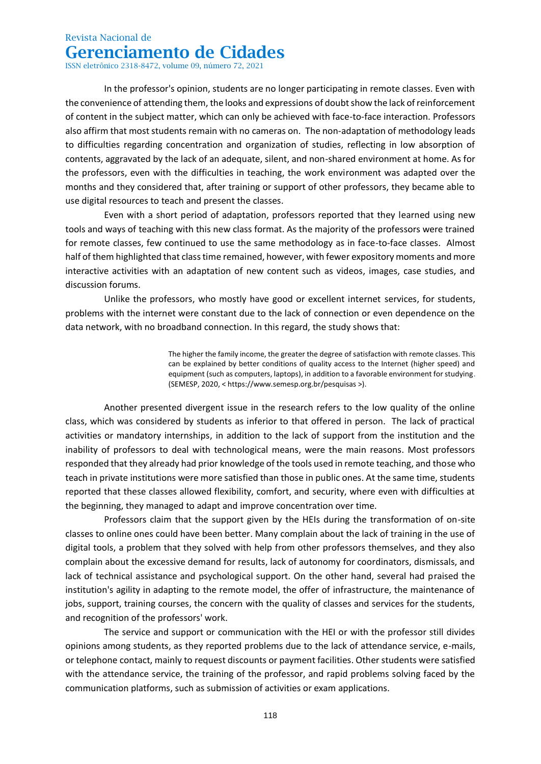In the professor's opinion, students are no longer participating in remote classes. Even with the convenience of attending them, the looks and expressions of doubt show the lack of reinforcement of content in the subject matter, which can only be achieved with face-to-face interaction. Professors also affirm that most students remain with no cameras on. The non-adaptation of methodology leads to difficulties regarding concentration and organization of studies, reflecting in low absorption of contents, aggravated by the lack of an adequate, silent, and non-shared environment at home. As for the professors, even with the difficulties in teaching, the work environment was adapted over the months and they considered that, after training or support of other professors, they became able to use digital resources to teach and present the classes.

Even with a short period of adaptation, professors reported that they learned using new tools and ways of teaching with this new class format. As the majority of the professors were trained for remote classes, few continued to use the same methodology as in face-to-face classes. Almost half of them highlighted that class time remained, however, with fewer expository moments and more interactive activities with an adaptation of new content such as videos, images, case studies, and discussion forums.

Unlike the professors, who mostly have good or excellent internet services, for students, problems with the internet were constant due to the lack of connection or even dependence on the data network, with no broadband connection. In this regard, the study shows that:

> The higher the family income, the greater the degree of satisfaction with remote classes. This can be explained by better conditions of quality access to the Internet (higher speed) and equipment (such as computers, laptops), in addition to a favorable environment for studying. (SEMESP, 2020, < https://www.semesp.org.br/pesquisas >).

Another presented divergent issue in the research refers to the low quality of the online class, which was considered by students as inferior to that offered in person. The lack of practical activities or mandatory internships, in addition to the lack of support from the institution and the inability of professors to deal with technological means, were the main reasons. Most professors responded that they already had prior knowledge of the tools used in remote teaching, and those who teach in private institutions were more satisfied than those in public ones. At the same time, students reported that these classes allowed flexibility, comfort, and security, where even with difficulties at the beginning, they managed to adapt and improve concentration over time.

Professors claim that the support given by the HEIs during the transformation of on-site classes to online ones could have been better. Many complain about the lack of training in the use of digital tools, a problem that they solved with help from other professors themselves, and they also complain about the excessive demand for results, lack of autonomy for coordinators, dismissals, and lack of technical assistance and psychological support. On the other hand, several had praised the institution's agility in adapting to the remote model, the offer of infrastructure, the maintenance of jobs, support, training courses, the concern with the quality of classes and services for the students, and recognition of the professors' work.

The service and support or communication with the HEI or with the professor still divides opinions among students, as they reported problems due to the lack of attendance service, e-mails, or telephone contact, mainly to request discounts or payment facilities. Other students were satisfied with the attendance service, the training of the professor, and rapid problems solving faced by the communication platforms, such as submission of activities or exam applications.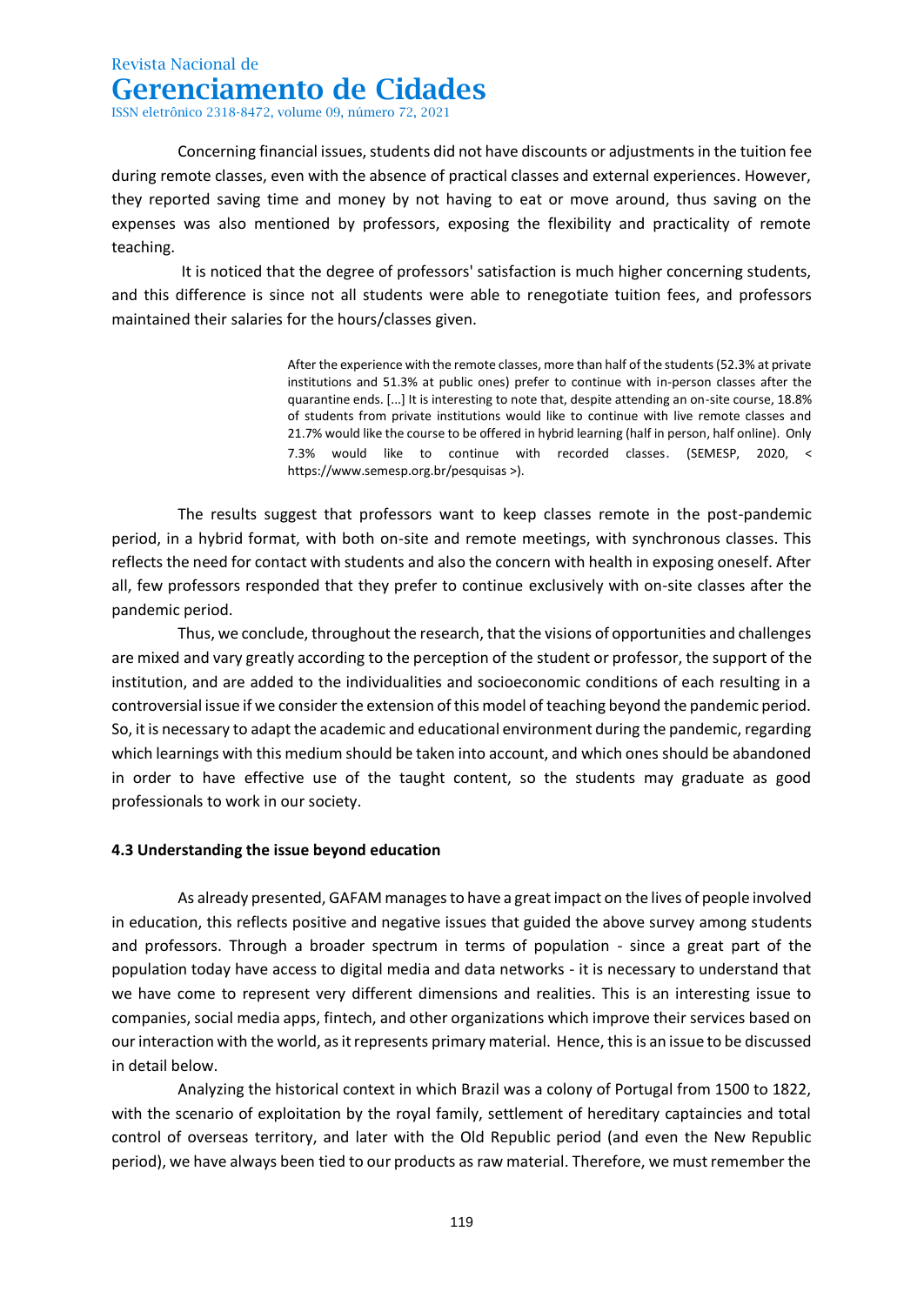Concerning financial issues, students did not have discounts or adjustments in the tuition fee during remote classes, even with the absence of practical classes and external experiences. However, they reported saving time and money by not having to eat or move around, thus saving on the expenses was also mentioned by professors, exposing the flexibility and practicality of remote teaching.

It is noticed that the degree of professors' satisfaction is much higher concerning students, and this difference is since not all students were able to renegotiate tuition fees, and professors maintained their salaries for the hours/classes given.

> After the experience with the remote classes, more than half of the students (52.3% at private institutions and 51.3% at public ones) prefer to continue with in-person classes after the quarantine ends. [...] It is interesting to note that, despite attending an on-site course, 18.8% of students from private institutions would like to continue with live remote classes and 21.7% would like the course to be offered in hybrid learning (half in person, half online). Only 7.3% would like to continue with recorded classes. (SEMESP, 2020, < https://www.semesp.org.br/pesquisas >).

The results suggest that professors want to keep classes remote in the post-pandemic period, in a hybrid format, with both on-site and remote meetings, with synchronous classes. This reflects the need for contact with students and also the concern with health in exposing oneself. After all, few professors responded that they prefer to continue exclusively with on-site classes after the pandemic period.

Thus, we conclude, throughout the research, that the visions of opportunities and challenges are mixed and vary greatly according to the perception of the student or professor, the support of the institution, and are added to the individualities and socioeconomic conditions of each resulting in a controversial issue if we consider the extension of this model of teaching beyond the pandemic period. So, it is necessary to adapt the academic and educational environment during the pandemic, regarding which learnings with this medium should be taken into account, and which ones should be abandoned in order to have effective use of the taught content, so the students may graduate as good professionals to work in our society.

### 4.3 Understanding the issue beyond education

As already presented, GAFAM manages to have a great impact on the lives of people involved in education, this reflects positive and negative issues that guided the above survey among students and professors. Through a broader spectrum in terms of population - since a great part of the population today have access to digital media and data networks - it is necessary to understand that we have come to represent very different dimensions and realities. This is an interesting issue to companies, social media apps, fintech, and other organizations which improve their services based on our interaction with the world, as it represents primary material. Hence, this is an issue to be discussed in detail below.

Analyzing the historical context in which Brazil was a colony of Portugal from 1500 to 1822, with the scenario of exploitation by the royal family, settlement of hereditary captaincies and total control of overseas territory, and later with the Old Republic period (and even the New Republic period), we have always been tied to our products as raw material. Therefore, we must remember the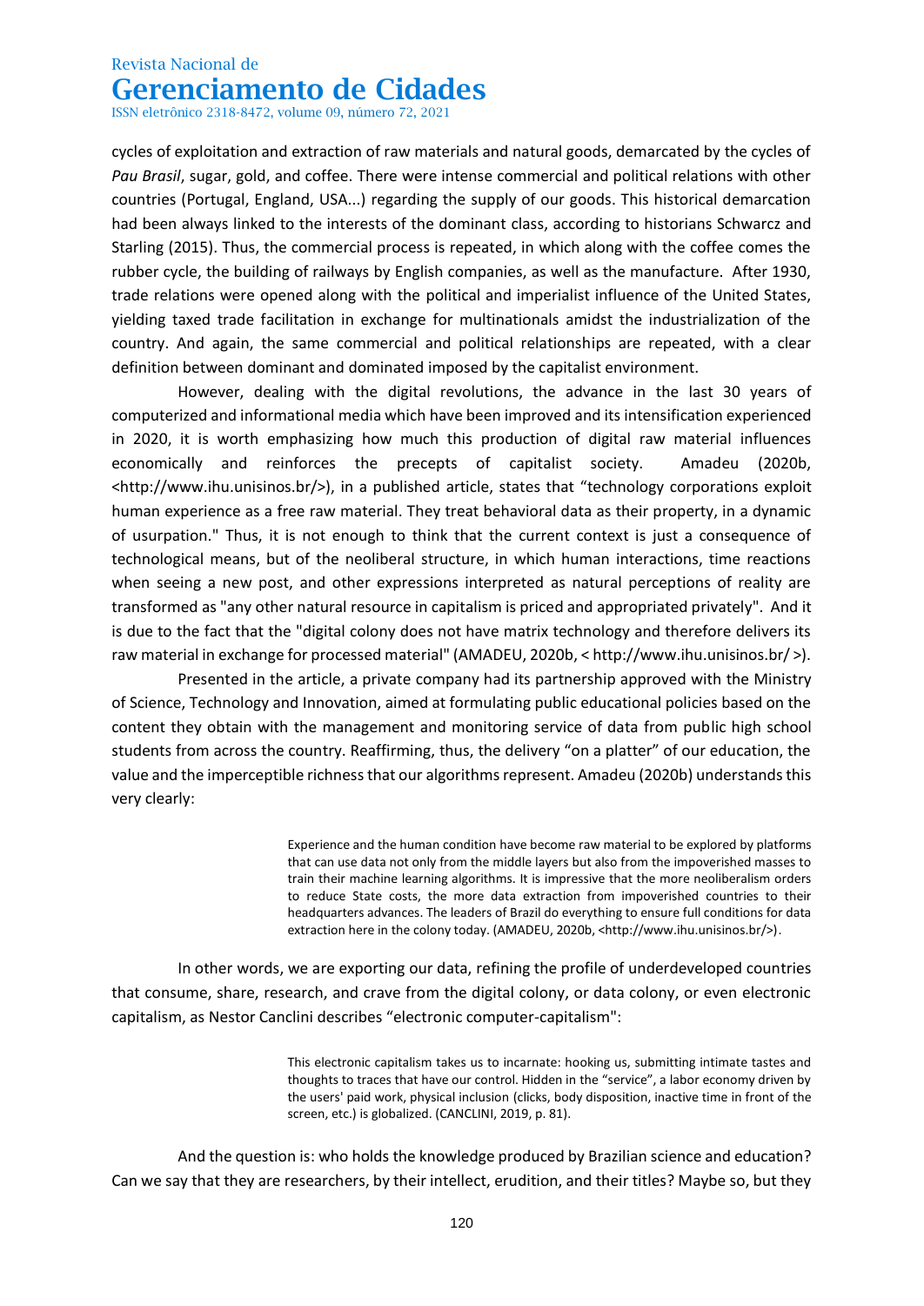cycles of exploitation and extraction of raw materials and natural goods, demarcated by the cycles of *Pau Brasil*, sugar, gold, and coffee. There were intense commercial and political relations with other countries (Portugal, England, USA...) regarding the supply of our goods. This historical demarcation had been always linked to the interests of the dominant class, according to historians Schwarcz and Starling (2015). Thus, the commercial process is repeated, in which along with the coffee comes the rubber cycle, the building of railways by English companies, as well as the manufacture. After 1930, trade relations were opened along with the political and imperialist influence of the United States, yielding taxed trade facilitation in exchange for multinationals amidst the industrialization of the country. And again, the same commercial and political relationships are repeated, with a clear definition between dominant and dominated imposed by the capitalist environment.

However, dealing with the digital revolutions, the advance in the last 30 years of computerized and informational media which have been improved and its intensification experienced in 2020, it is worth emphasizing how much this production of digital raw material influences economically and reinforces the precepts of capitalist society. Amadeu (2020b, <http://www.ihu.unisinos.br/>), in a published article, states that "technology corporations exploit human experience as a free raw material. They treat behavioral data as their property, in a dynamic of usurpation." Thus, it is not enough to think that the current context is just a consequence of technological means, but of the neoliberal structure, in which human interactions, time reactions when seeing a new post, and other expressions interpreted as natural perceptions of reality are transformed as "any other natural resource in capitalism is priced and appropriated privately". And it is due to the fact that the "digital colony does not have matrix technology and therefore delivers its raw material in exchange for processed material" (AMADEU, 2020b, < http://www.ihu.unisinos.br/ >).

Presented in the article, a private company had its partnership approved with the Ministry of Science, Technology and Innovation, aimed at formulating public educational policies based on the content they obtain with the management and monitoring service of data from public high school students from across the country. Reaffirming, thus, the delivery "on a platter" of our education, the value and the imperceptible richness that our algorithms represent. Amadeu (2020b) understands this very clearly:

> Experience and the human condition have become raw material to be explored by platforms that can use data not only from the middle layers but also from the impoverished masses to train their machine learning algorithms. It is impressive that the more neoliberalism orders to reduce State costs, the more data extraction from impoverished countries to their headquarters advances. The leaders of Brazil do everything to ensure full conditions for data extraction here in the colony today. (AMADEU, 2020b, <http://www.ihu.unisinos.br/>).

In other words, we are exporting our data, refining the profile of underdeveloped countries that consume, share, research, and crave from the digital colony, or data colony, or even electronic capitalism, as Nestor Canclini describes "electronic computer-capitalism":

> This electronic capitalism takes us to incarnate: hooking us, submitting intimate tastes and thoughts to traces that have our control. Hidden in the "service", a labor economy driven by the users' paid work, physical inclusion (clicks, body disposition, inactive time in front of the screen, etc.) is globalized. (CANCLINI, 2019, p. 81).

And the question is: who holds the knowledge produced by Brazilian science and education? Can we say that they are researchers, by their intellect, erudition, and their titles? Maybe so, but they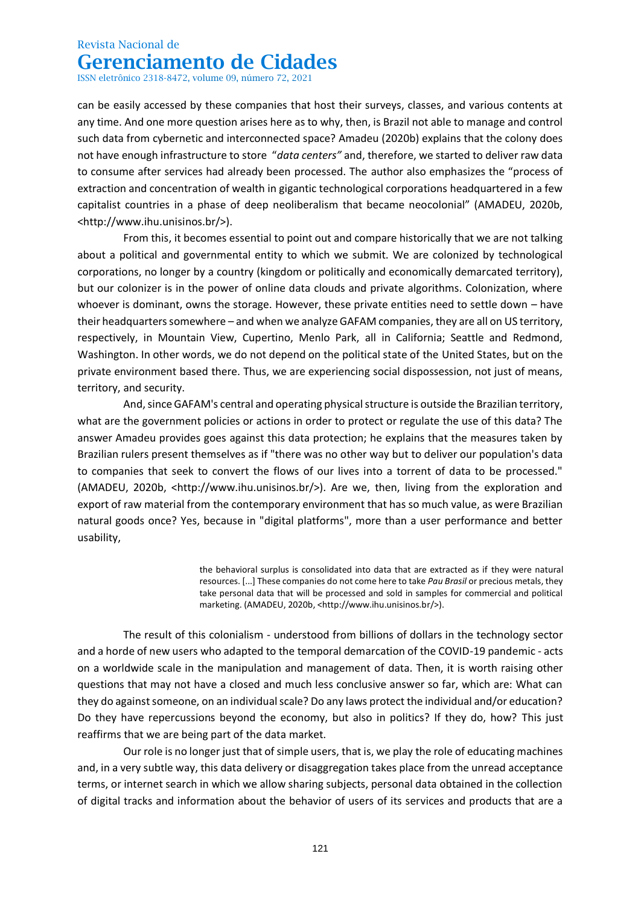can be easily accessed by these companies that host their surveys, classes, and various contents at any time. And one more question arises here as to why, then, is Brazil not able to manage and control such data from cybernetic and interconnected space? Amadeu (2020b) explains that the colony does not have enough infrastructure to store "*data centers"* and, therefore, we started to deliver raw data to consume after services had already been processed. The author also emphasizes the "process of extraction and concentration of wealth in gigantic technological corporations headquartered in a few capitalist countries in a phase of deep neoliberalism that became neocolonial" (AMADEU, 2020b, <http://www.ihu.unisinos.br/>).

From this, it becomes essential to point out and compare historically that we are not talking about a political and governmental entity to which we submit. We are colonized by technological corporations, no longer by a country (kingdom or politically and economically demarcated territory), but our colonizer is in the power of online data clouds and private algorithms. Colonization, where whoever is dominant, owns the storage. However, these private entities need to settle down – have their headquarters somewhere – and when we analyze GAFAM companies, they are all on US territory, respectively, in Mountain View, Cupertino, Menlo Park, all in California; Seattle and Redmond, Washington. In other words, we do not depend on the political state of the United States, but on the private environment based there. Thus, we are experiencing social dispossession, not just of means, territory, and security.

And, since GAFAM's central and operating physical structure is outside the Brazilian territory, what are the government policies or actions in order to protect or regulate the use of this data? The answer Amadeu provides goes against this data protection; he explains that the measures taken by Brazilian rulers present themselves as if "there was no other way but to deliver our population's data to companies that seek to convert the flows of our lives into a torrent of data to be processed." (AMADEU, 2020b, <http://www.ihu.unisinos.br/>). Are we, then, living from the exploration and export of raw material from the contemporary environment that has so much value, as were Brazilian natural goods once? Yes, because in "digital platforms", more than a user performance and better usability,

> the behavioral surplus is consolidated into data that are extracted as if they were natural resources. [...] These companies do not come here to take *Pau Brasil* or precious metals, they take personal data that will be processed and sold in samples for commercial and political marketing. (AMADEU, 2020b, <http://www.ihu.unisinos.br/>).

The result of this colonialism - understood from billions of dollars in the technology sector and a horde of new users who adapted to the temporal demarcation of the COVID-19 pandemic - acts on a worldwide scale in the manipulation and management of data. Then, it is worth raising other questions that may not have a closed and much less conclusive answer so far, which are: What can they do against someone, on an individual scale? Do any laws protect the individual and/or education? Do they have repercussions beyond the economy, but also in politics? If they do, how? This just reaffirms that we are being part of the data market.

Our role is no longer just that of simple users, that is, we play the role of educating machines and, in a very subtle way, this data delivery or disaggregation takes place from the unread acceptance terms, or internet search in which we allow sharing subjects, personal data obtained in the collection of digital tracks and information about the behavior of users of its services and products that are a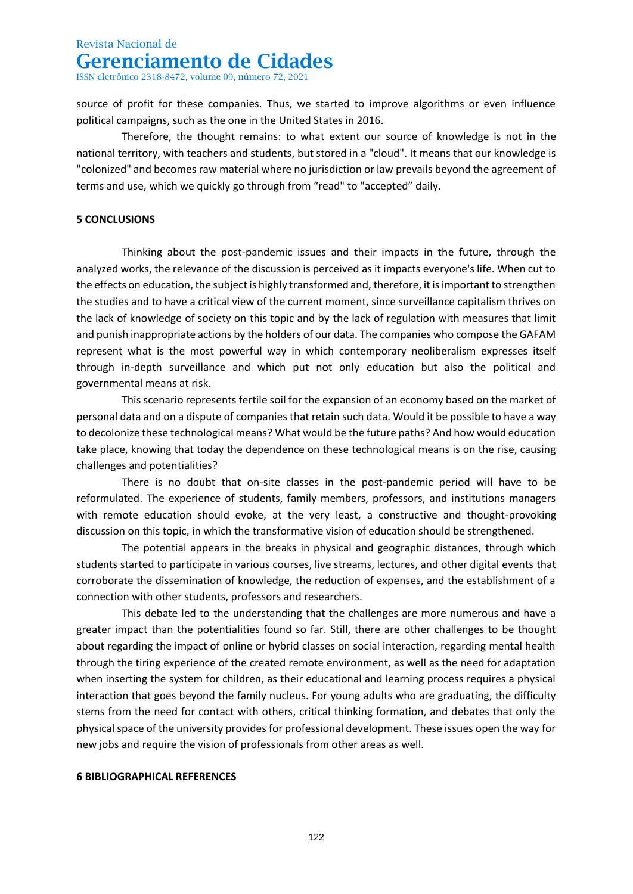source of profit for these companies. Thus, we started to improve algorithms or even influence political campaigns, such as the one in the United States in 2016.

Therefore, the thought remains: to what extent our source of knowledge is not in the national territory, with teachers and students, but stored in a "cloud". It means that our knowledge is "colonized" and becomes raw material where no jurisdiction or law prevails beyond the agreement of terms and use, which we quickly go through from "read" to "accepted" daily.

## 5 CONCLUSIONS

Thinking about the post-pandemic issues and their impacts in the future, through the analyzed works, the relevance of the discussion is perceived as it impacts everyone's life. When cut to the effects on education, the subject is highly transformed and, therefore, it is important to strengthen the studies and to have a critical view of the current moment, since surveillance capitalism thrives on the lack of knowledge of society on this topic and by the lack of regulation with measures that limit and punish inappropriate actions by the holders of our data. The companies who compose the GAFAM represent what is the most powerful way in which contemporary neoliberalism expresses itself through in-depth surveillance and which put not only education but also the political and governmental means at risk.

This scenario represents fertile soil for the expansion of an economy based on the market of personal data and on a dispute of companies that retain such data. Would it be possible to have a way to decolonize these technological means? What would be the future paths? And how would education take place, knowing that today the dependence on these technological means is on the rise, causing challenges and potentialities?

There is no doubt that on-site classes in the post-pandemic period will have to be reformulated. The experience of students, family members, professors, and institutions managers with remote education should evoke, at the very least, a constructive and thought-provoking discussion on this topic, in which the transformative vision of education should be strengthened.

The potential appears in the breaks in physical and geographic distances, through which students started to participate in various courses, live streams, lectures, and other digital events that corroborate the dissemination of knowledge, the reduction of expenses, and the establishment of a connection with other students, professors and researchers.

This debate led to the understanding that the challenges are more numerous and have a greater impact than the potentialities found so far. Still, there are other challenges to be thought about regarding the impact of online or hybrid classes on social interaction, regarding mental health through the tiring experience of the created remote environment, as well as the need for adaptation when inserting the system for children, as their educational and learning process requires a physical interaction that goes beyond the family nucleus. For young adults who are graduating, the difficulty stems from the need for contact with others, critical thinking formation, and debates that only the physical space of the university provides for professional development. These issues open the way for new jobs and require the vision of professionals from other areas as well.

## 6 BIBLIOGRAPHICAL REFERENCES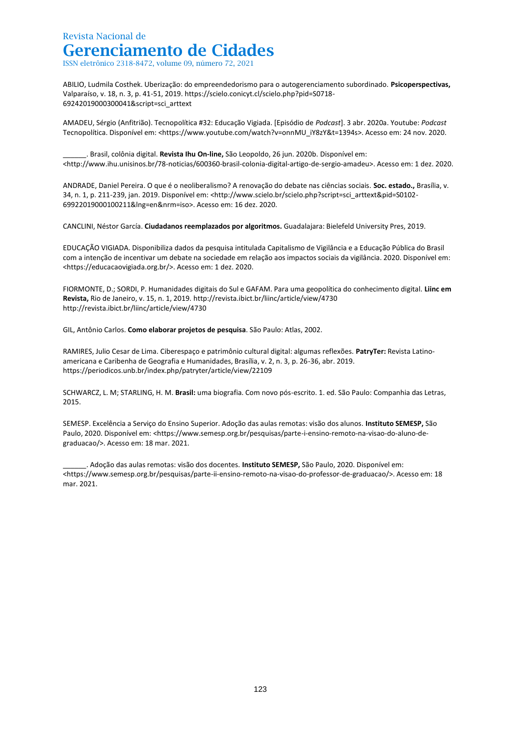ABILIO, Ludmila Costhek. Uberização: do empreendedorismo para o autogerenciamento subordinado. **Psicoperspectivas,** Valparaíso, v. 18, n. 3, p. 41-51, 2019. https://scielo.conicyt.cl/scielo.php?pid=S0718-69242019000300041&script=sci_arttext

AMADEU, Sérgio (Anfitrião). Tecnopolítica #32: Educação Vigiada. [Episódio de *Podcast*]. 3 abr. 2020a. Youtube: *Podcast* Tecnopolítica. Disponível em: <https://www.youtube.com/watch?v=onnMU_iY8zY&t=1394s>. Acesso em: 24 nov. 2020.

______. Brasil, colônia digital. **Revista Ihu On-line,** São Leopoldo, 26 jun. 2020b. Disponível em: <http://www.ihu.unisinos.br/78-noticias/600360-brasil-colonia-digital-artigo-de-sergio-amadeu>. Acesso em: 1 dez. 2020.

ANDRADE, Daniel Pereira. O que é o neoliberalismo? A renovação do debate nas ciências sociais. **Soc. estado.,** Brasília, v. 34, n. 1, p. 211-239, jan. 2019. Disponível em: <http://www.scielo.br/scielo.php?script=sci_arttext&pid=S0102-69922019000100211&lng=en&nrm=iso>. Acesso em: 16 dez. 2020.

CANCLINI, Néstor García. **Ciudadanos reemplazados por algoritmos.** Guadalajara: Bielefeld University Pres, 2019.

EDUCAÇÃO VIGIADA. Disponibiliza dados da pesquisa intitulada Capitalismo de Vigilância e a Educação Pública do Brasil com a intenção de incentivar um debate na sociedade em relação aos impactos sociais da vigilância. 2020. Disponível em: <https://educacaovigiada.org.br/>. Acesso em: 1 dez. 2020.

FIORMONTE, D.; SORDI, P. Humanidades digitais do Sul e GAFAM. Para uma geopolítica do conhecimento digital. **Liinc em Revista,** Rio de Janeiro, v. 15, n. 1, 2019. http://revista.ibict.br/liinc/article/view/4730 http://revista.ibict.br/liinc/article/view/4730

GIL, Antônio Carlos. **Como elaborar projetos de pesquisa**. São Paulo: Atlas, 2002.

RAMIRES, Julio Cesar de Lima. Ciberespaço e patrimônio cultural digital: algumas reflexões. **PatryTer:** Revista Latino-americana e Caribenha de Geografia e Humanidades, Brasília, v. 2, n. 3, p. 26-36, abr. 2019. https://periodicos.unb.br/index.php/patryter/article/view/22109

SCHWARCZ, L. M; STARLING, H. M. **Brasil:** uma biografia. Com novo pós-escrito. 1. ed. São Paulo: Companhia das Letras, 2015.

SEMESP. Excelência a Serviço do Ensino Superior. Adoção das aulas remotas: visão dos alunos. **Instituto SEMESP,** São Paulo, 2020. Disponível em: <https://www.semesp.org.br/pesquisas/parte-i-ensino-remoto-na-visao-do-aluno-de-graduacao/>. Acesso em: 18 mar. 2021.

______. Adoção das aulas remotas: visão dos docentes. **Instituto SEMESP,** São Paulo, 2020. Disponível em: <https://www.semesp.org.br/pesquisas/parte-ii-ensino-remoto-na-visao-do-professor-de-graduacao/>. Acesso em: 18 mar. 2021.